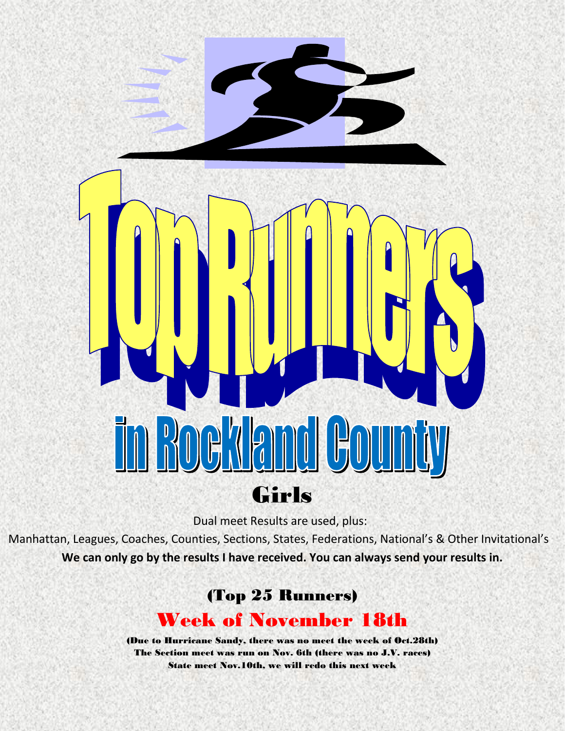# Top Runners

## in Rockland County

## Girls

Dual meet Results are used, plus:

Manhattan, Leagues, Coaches, Counties, Sections, States, Federations, National's & Other Invitational's

**We can only go by the results I have received. You can always send your results in.**

### (Top 25 Runners)

### Week of November 18th

**(Due to Hurricane Sandy, there was no meet the week of Oct.28th)**
**The Section meet was run on Nov. 6th (there was no J.V. races)**
**State meet Nov.10th, we will redo this next week**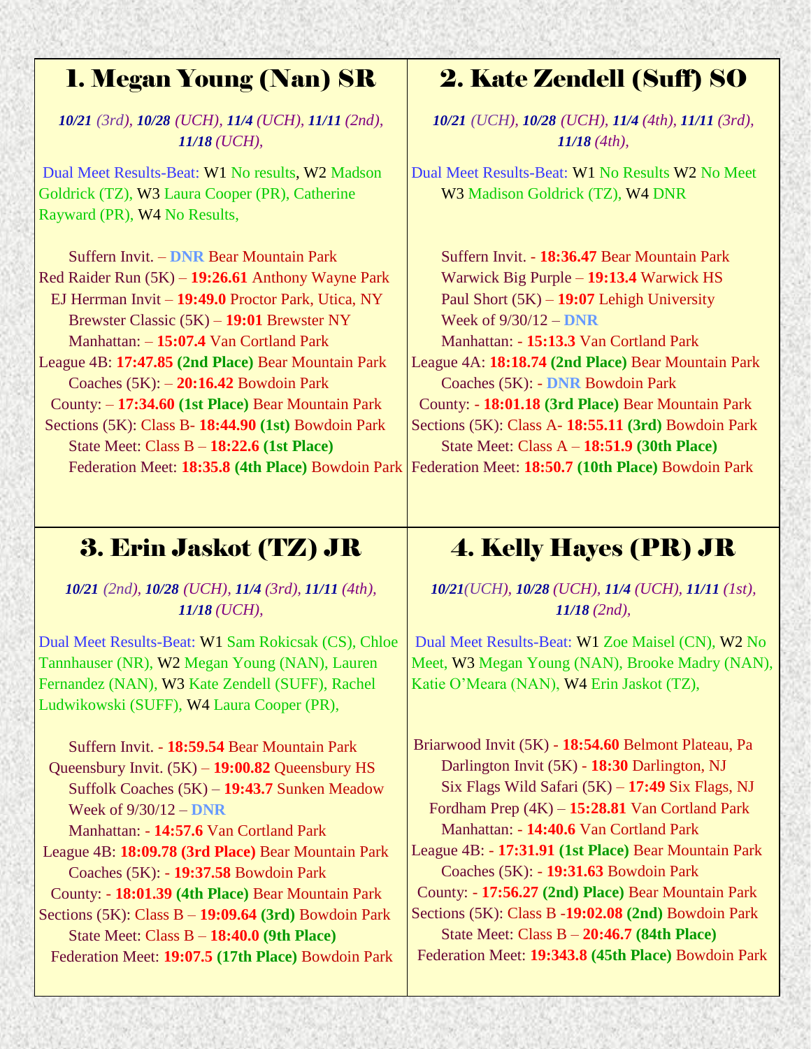# 1. Megan Young (Nan) SR

***10/21*** *(3rd),* ***10/28*** *(UCH),* ***11/4*** *(UCH),* ***11/11*** *(2nd),* ***11/18*** *(UCH),*

Dual Meet Results-Beat: W1 No results, W2 Madson Goldrick (TZ), W3 Laura Cooper (PR), Catherine Rayward (PR), W4 No Results,

Suffern Invit. – **DNR** Bear Mountain Park
Red Raider Run (5K) – **19:26.61** Anthony Wayne Park
EJ Herrman Invit – **19:49.0** Proctor Park, Utica, NY
Brewster Classic (5K) – **19:01** Brewster NY
Manhattan: – **15:07.4** Van Cortland Park
League 4B: **17:47.85 (2nd Place)** Bear Mountain Park
Coaches (5K): – **20:16.42** Bowdoin Park
County: – **17:34.60 (1st Place)** Bear Mountain Park
Sections (5K): Class B- **18:44.90 (1st)** Bowdoin Park
State Meet: Class B – **18:22.6 (1st Place)**
Federation Meet: **18:35.8 (4th Place)** Bowdoin Park

# 2. Kate Zendell (Suff) SO

***10/21*** *(UCH),* ***10/28*** *(UCH),* ***11/4*** *(4th),* ***11/11*** *(3rd),* ***11/18*** *(4th),*

Dual Meet Results-Beat: W1 No Results W2 No Meet W3 Madison Goldrick (TZ), W4 DNR

Suffern Invit. - **18:36.47** Bear Mountain Park
Warwick Big Purple – **19:13.4** Warwick HS
Paul Short (5K) – **19:07** Lehigh University
Week of 9/30/12 – **DNR**
Manhattan: - **15:13.3** Van Cortland Park
League 4A: **18:18.74 (2nd Place)** Bear Mountain Park
Coaches (5K): - **DNR** Bowdoin Park
County: - **18:01.18 (3rd Place)** Bear Mountain Park
Sections (5K): Class A- **18:55.11 (3rd)** Bowdoin Park
State Meet: Class A – **18:51.9 (30th Place)**
Federation Meet: **18:50.7 (10th Place)** Bowdoin Park

# 3. Erin Jaskot (TZ) JR

***10/21*** *(2nd),* ***10/28*** *(UCH),* ***11/4*** *(3rd),* ***11/11*** *(4th),* ***11/18*** *(UCH),*

Dual Meet Results-Beat: W1 Sam Rokicsak (CS), Chloe Tannhauser (NR), W2 Megan Young (NAN), Lauren Fernandez (NAN), W3 Kate Zendell (SUFF), Rachel Ludwikowski (SUFF), W4 Laura Cooper (PR),

Suffern Invit. - **18:59.54** Bear Mountain Park
Queensbury Invit. (5K) – **19:00.82** Queensbury HS
Suffolk Coaches (5K) – **19:43.7** Sunken Meadow
Week of 9/30/12 – **DNR**
Manhattan: - **14:57.6** Van Cortland Park
League 4B: **18:09.78 (3rd Place)** Bear Mountain Park
Coaches (5K): - **19:37.58** Bowdoin Park
County: - **18:01.39 (4th Place)** Bear Mountain Park
Sections (5K): Class B – **19:09.64 (3rd)** Bowdoin Park
State Meet: Class B – **18:40.0 (9th Place)**
Federation Meet: **19:07.5 (17th Place)** Bowdoin Park

# 4. Kelly Hayes (PR) JR

***10/21****(UCH),* ***10/28*** *(UCH),* ***11/4*** *(UCH),* ***11/11*** *(1st),* ***11/18*** *(2nd),*

Dual Meet Results-Beat: W1 Zoe Maisel (CN), W2 No Meet, W3 Megan Young (NAN), Brooke Madry (NAN), Katie O'Meara (NAN), W4 Erin Jaskot (TZ),

Briarwood Invit (5K) - **18:54.60** Belmont Plateau, Pa
Darlington Invit (5K) - **18:30** Darlington, NJ
Six Flags Wild Safari (5K) – **17:49** Six Flags, NJ
Fordham Prep (4K) – **15:28.81** Van Cortland Park
Manhattan: - **14:40.6** Van Cortland Park
League 4B: - **17:31.91 (1st Place)** Bear Mountain Park
Coaches (5K): - **19:31.63** Bowdoin Park
County: - **17:56.27 (2nd) Place)** Bear Mountain Park
Sections (5K): Class B -**19:02.08 (2nd)** Bowdoin Park
State Meet: Class B – **20:46.7 (84th Place)**
Federation Meet: **19:343.8 (45th Place)** Bowdoin Park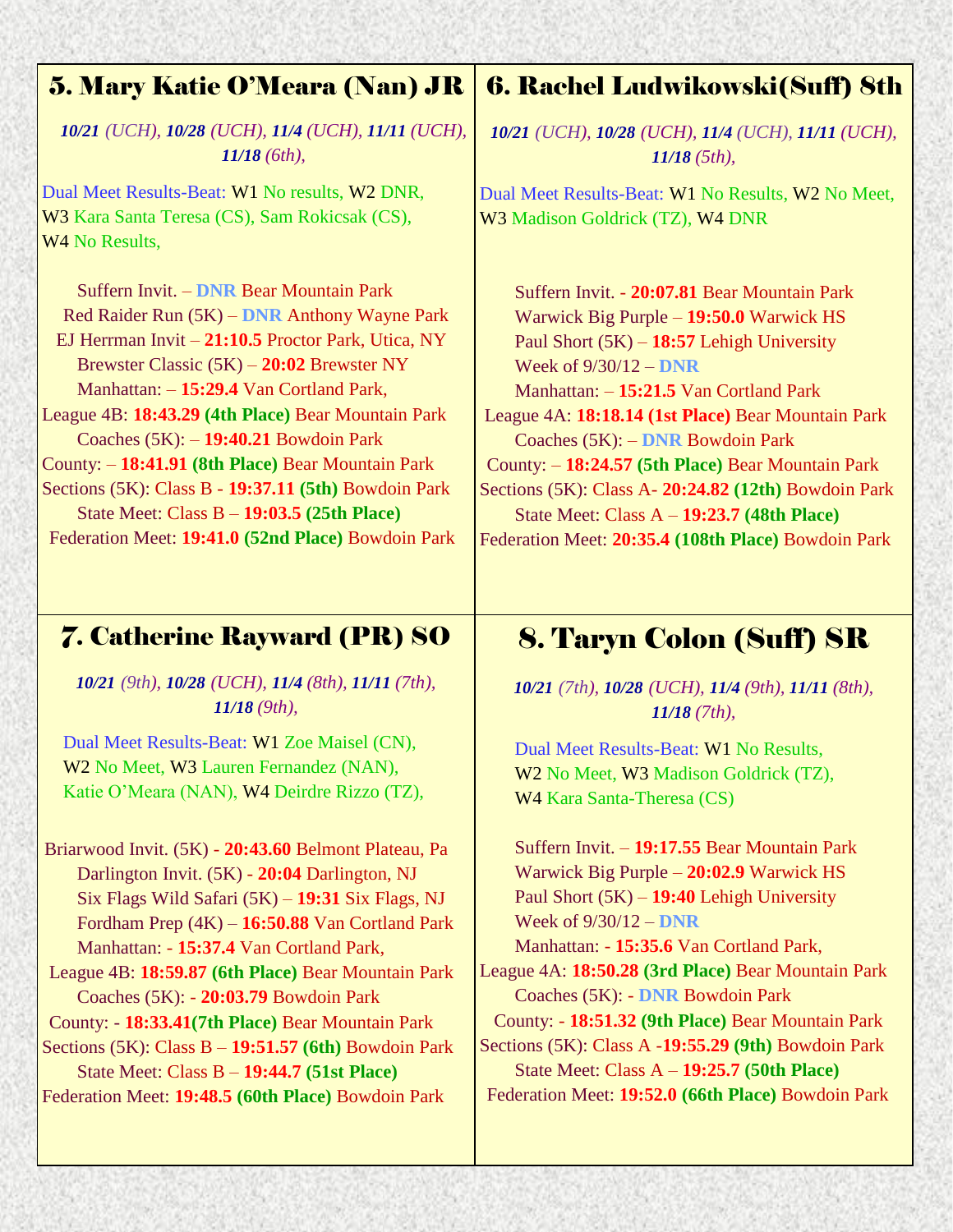## 5. Mary Katie O'Meara (Nan) JR

***10/21** (UCH), **10/28** (UCH), **11/4** (UCH), **11/11** (UCH), **11/18** (6th),*

Dual Meet Results-Beat: W1 No results, W2 DNR, W3 Kara Santa Teresa (CS), Sam Rokicsak (CS), W4 No Results,

Suffern Invit. – **DNR** Bear Mountain Park
Red Raider Run (5K) – **DNR** Anthony Wayne Park
EJ Herrman Invit – **21:10.5** Proctor Park, Utica, NY
Brewster Classic (5K) – **20:02** Brewster NY
Manhattan: – **15:29.4** Van Cortland Park,
League 4B: **18:43.29 (4th Place)** Bear Mountain Park
Coaches (5K): – **19:40.21** Bowdoin Park
County: – **18:41.91 (8th Place)** Bear Mountain Park
Sections (5K): Class B - **19:37.11 (5th)** Bowdoin Park
State Meet: Class B – **19:03.5 (25th Place)**
Federation Meet: **19:41.0 (52nd Place)** Bowdoin Park

## 6. Rachel Ludwikowski(Suff) 8th

***10/21** (UCH), **10/28** (UCH), **11/4** (UCH), **11/11** (UCH), **11/18** (5th),*

Dual Meet Results-Beat: W1 No Results, W2 No Meet, W3 Madison Goldrick (TZ), W4 DNR

Suffern Invit. - **20:07.81** Bear Mountain Park
Warwick Big Purple – **19:50.0** Warwick HS
Paul Short (5K) – **18:57** Lehigh University
Week of 9/30/12 – **DNR**
Manhattan: – **15:21.5** Van Cortland Park
League 4A: **18:18.14 (1st Place)** Bear Mountain Park
Coaches (5K): – **DNR** Bowdoin Park
County: – **18:24.57 (5th Place)** Bear Mountain Park
Sections (5K): Class A- **20:24.82 (12th)** Bowdoin Park
State Meet: Class A – **19:23.7 (48th Place)**
Federation Meet: **20:35.4 (108th Place)** Bowdoin Park

## 7. Catherine Rayward (PR) SO

***10/21** (9th), **10/28** (UCH), **11/4** (8th), **11/11** (7th), **11/18** (9th),*

Dual Meet Results-Beat: W1 Zoe Maisel (CN), W2 No Meet, W3 Lauren Fernandez (NAN), Katie O'Meara (NAN), W4 Deirdre Rizzo (TZ),

Briarwood Invit. (5K) - **20:43.60** Belmont Plateau, Pa
Darlington Invit. (5K) - **20:04** Darlington, NJ
Six Flags Wild Safari (5K) – **19:31** Six Flags, NJ
Fordham Prep (4K) – **16:50.88** Van Cortland Park
Manhattan: - **15:37.4** Van Cortland Park,
League 4B: **18:59.87 (6th Place)** Bear Mountain Park
Coaches (5K): - **20:03.79** Bowdoin Park
County: - **18:33.41(7th Place)** Bear Mountain Park
Sections (5K): Class B – **19:51.57 (6th)** Bowdoin Park
State Meet: Class B – **19:44.7 (51st Place)**
Federation Meet: **19:48.5 (60th Place)** Bowdoin Park

## 8. Taryn Colon (Suff) SR

***10/21** (7th), **10/28** (UCH), **11/4** (9th), **11/11** (8th), **11/18** (7th),*

Dual Meet Results-Beat: W1 No Results, W2 No Meet, W3 Madison Goldrick (TZ), W4 Kara Santa-Theresa (CS)

Suffern Invit. – **19:17.55** Bear Mountain Park
Warwick Big Purple – **20:02.9** Warwick HS
Paul Short (5K) – **19:40** Lehigh University
Week of 9/30/12 – **DNR**
Manhattan: - **15:35.6** Van Cortland Park,
League 4A: **18:50.28 (3rd Place)** Bear Mountain Park
Coaches (5K): - **DNR** Bowdoin Park
County: - **18:51.32 (9th Place)** Bear Mountain Park
Sections (5K): Class A -**19:55.29 (9th)** Bowdoin Park
State Meet: Class A – **19:25.7 (50th Place)**
Federation Meet: **19:52.0 (66th Place)** Bowdoin Park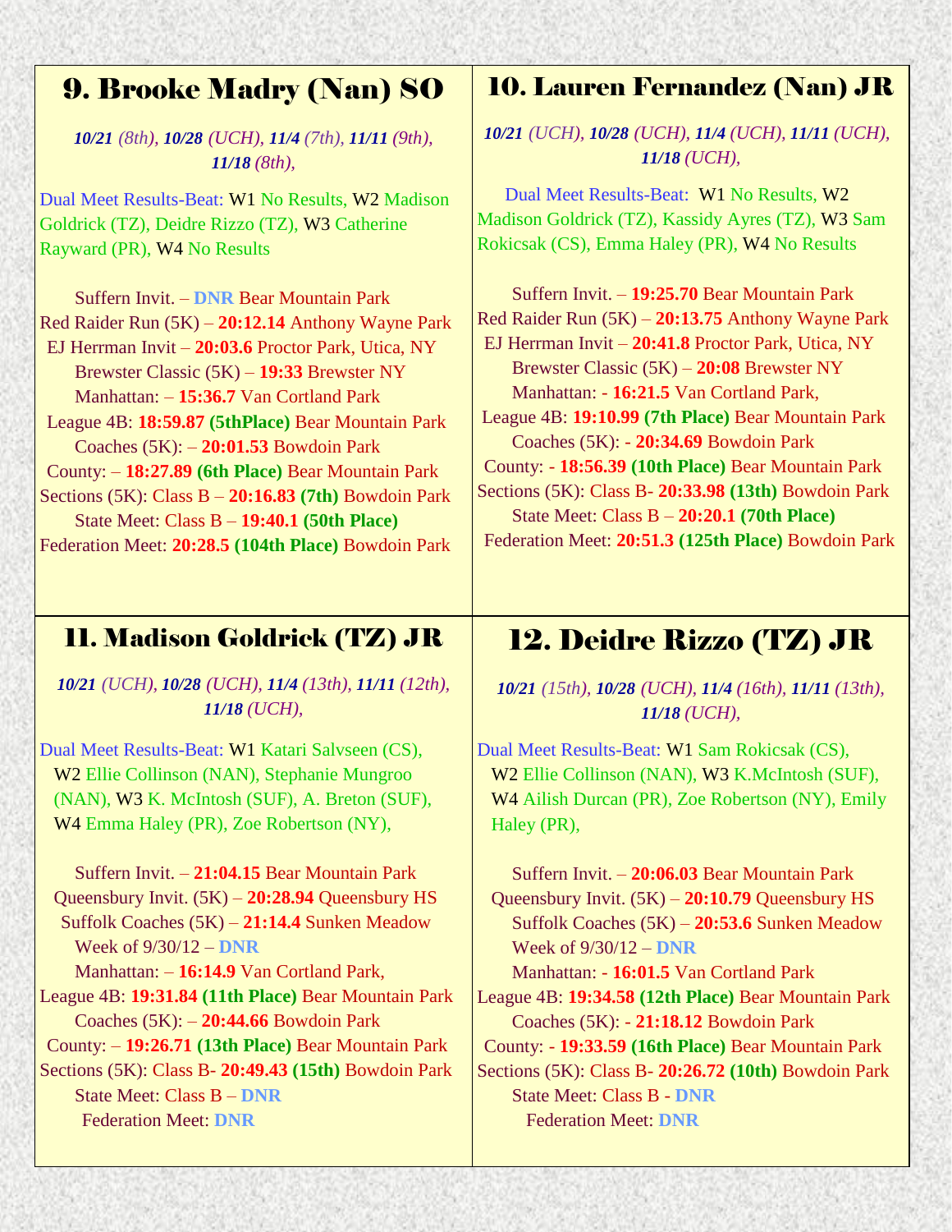## 9. Brooke Madry (Nan) SO

***10/21*** *(8th),* ***10/28*** *(UCH),* ***11/4*** *(7th),* ***11/11*** *(9th),* ***11/18*** *(8th),*

Dual Meet Results-Beat: W1 No Results, W2 Madison Goldrick (TZ), Deidre Rizzo (TZ), W3 Catherine Rayward (PR), W4 No Results

Suffern Invit. – **DNR** Bear Mountain Park
Red Raider Run (5K) – **20:12.14** Anthony Wayne Park
EJ Herrman Invit – **20:03.6** Proctor Park, Utica, NY
Brewster Classic (5K) – **19:33** Brewster NY
Manhattan: – **15:36.7** Van Cortland Park
League 4B: **18:59.87 (5thPlace)** Bear Mountain Park
Coaches (5K): – **20:01.53** Bowdoin Park
County: – **18:27.89 (6th Place)** Bear Mountain Park
Sections (5K): Class B – **20:16.83 (7th)** Bowdoin Park
State Meet: Class B – **19:40.1 (50th Place)**
Federation Meet: **20:28.5 (104th Place)** Bowdoin Park

## 10. Lauren Fernandez (Nan) JR

***10/21*** *(UCH),* ***10/28*** *(UCH),* ***11/4*** *(UCH),* ***11/11*** *(UCH),* ***11/18*** *(UCH),*

Dual Meet Results-Beat: W1 No Results, W2 Madison Goldrick (TZ), Kassidy Ayres (TZ), W3 Sam Rokicsak (CS), Emma Haley (PR), W4 No Results

Suffern Invit. – **19:25.70** Bear Mountain Park
Red Raider Run (5K) – **20:13.75** Anthony Wayne Park
EJ Herrman Invit – **20:41.8** Proctor Park, Utica, NY
Brewster Classic (5K) – **20:08** Brewster NY
Manhattan: - **16:21.5** Van Cortland Park,
League 4B: **19:10.99 (7th Place)** Bear Mountain Park
Coaches (5K): - **20:34.69** Bowdoin Park
County: - **18:56.39 (10th Place)** Bear Mountain Park
Sections (5K): Class B- **20:33.98 (13th)** Bowdoin Park
State Meet: Class B – **20:20.1 (70th Place)**
Federation Meet: **20:51.3 (125th Place)** Bowdoin Park

## 11. Madison Goldrick (TZ) JR

***10/21*** *(UCH),* ***10/28*** *(UCH),* ***11/4*** *(13th),* ***11/11*** *(12th),* ***11/18*** *(UCH),*

Dual Meet Results-Beat: W1 Katari Salvseen (CS), W2 Ellie Collinson (NAN), Stephanie Mungroo (NAN), W3 K. McIntosh (SUF), A. Breton (SUF), W4 Emma Haley (PR), Zoe Robertson (NY),

Suffern Invit. – **21:04.15** Bear Mountain Park
Queensbury Invit. (5K) – **20:28.94** Queensbury HS
Suffolk Coaches (5K) – **21:14.4** Sunken Meadow
Week of 9/30/12 – **DNR**
Manhattan: – **16:14.9** Van Cortland Park,
League 4B: **19:31.84 (11th Place)** Bear Mountain Park
Coaches (5K): – **20:44.66** Bowdoin Park
County: – **19:26.71 (13th Place)** Bear Mountain Park
Sections (5K): Class B- **20:49.43 (15th)** Bowdoin Park
State Meet: Class B – **DNR**
Federation Meet: **DNR**

## 12. Deidre Rizzo (TZ) JR

***10/21*** *(15th),* ***10/28*** *(UCH),* ***11/4*** *(16th),* ***11/11*** *(13th),* ***11/18*** *(UCH),*

Dual Meet Results-Beat: W1 Sam Rokicsak (CS), W2 Ellie Collinson (NAN), W3 K.McIntosh (SUF), W4 Ailish Durcan (PR), Zoe Robertson (NY), Emily Haley (PR),

Suffern Invit. – **20:06.03** Bear Mountain Park
Queensbury Invit. (5K) – **20:10.79** Queensbury HS
Suffolk Coaches (5K) – **20:53.6** Sunken Meadow
Week of 9/30/12 – **DNR**
Manhattan: - **16:01.5** Van Cortland Park
League 4B: **19:34.58 (12th Place)** Bear Mountain Park
Coaches (5K): - **21:18.12** Bowdoin Park
County: - **19:33.59 (16th Place)** Bear Mountain Park
Sections (5K): Class B- **20:26.72 (10th)** Bowdoin Park
State Meet: Class B - **DNR**
Federation Meet: **DNR**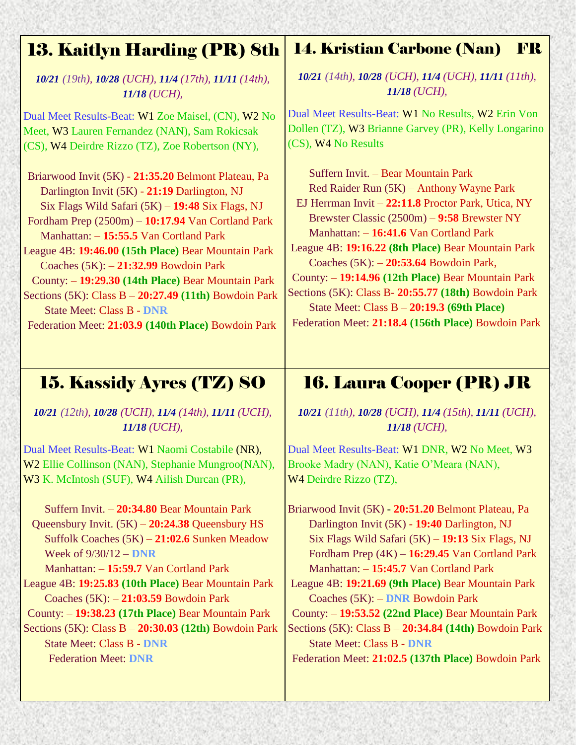## 13. Kaitlyn Harding (PR) 8th

***10/21*** *(19th)*, ***10/28*** *(UCH)*, ***11/4*** *(17th)*, ***11/11*** *(14th)*, ***11/18*** *(UCH)*,

Dual Meet Results-Beat: W1 Zoe Maisel, (CN), W2 No Meet, W3 Lauren Fernandez (NAN), Sam Rokicsak (CS), W4 Deirdre Rizzo (TZ), Zoe Robertson (NY),

Briarwood Invit (5K) - **21:35.20** Belmont Plateau, Pa
Darlington Invit (5K) - **21:19** Darlington, NJ
Six Flags Wild Safari (5K) – **19:48** Six Flags, NJ
Fordham Prep (2500m) – **10:17.94** Van Cortland Park
Manhattan: – **15:55.5** Van Cortland Park
League 4B: **19:46.00 (15th Place)** Bear Mountain Park
Coaches (5K): – **21:32.99** Bowdoin Park
County: – **19:29.30 (14th Place)** Bear Mountain Park
Sections (5K): Class B – **20:27.49 (11th)** Bowdoin Park
State Meet: Class B - **DNR**
Federation Meet: **21:03.9 (140th Place)** Bowdoin Park

## 14. Kristian Carbone (Nan) FR

***10/21*** *(14th)*, ***10/28*** *(UCH)*, ***11/4*** *(UCH)*, ***11/11*** *(11th)*, ***11/18*** *(UCH)*,

Dual Meet Results-Beat: W1 No Results, W2 Erin Von Dollen (TZ), W3 Brianne Garvey (PR), Kelly Longarino (CS), W4 No Results

Suffern Invit. – Bear Mountain Park
Red Raider Run (5K) – Anthony Wayne Park
EJ Herrman Invit – **22:11.8** Proctor Park, Utica, NY
Brewster Classic (2500m) – **9:58** Brewster NY
Manhattan: – **16:41.6** Van Cortland Park
League 4B: **19:16.22 (8th Place)** Bear Mountain Park
Coaches (5K): – **20:53.64** Bowdoin Park,
County: – **19:14.96 (12th Place)** Bear Mountain Park
Sections (5K): Class B- **20:55.77 (18th)** Bowdoin Park
State Meet: Class B – **20:19.3 (69th Place)**
Federation Meet: **21:18.4 (156th Place)** Bowdoin Park

## 15. Kassidy Ayres (TZ) SO

***10/21*** *(12th)*, ***10/28*** *(UCH)*, ***11/4*** *(14th)*, ***11/11*** *(UCH)*, ***11/18*** *(UCH)*,

Dual Meet Results-Beat: W1 Naomi Costabile (NR), W2 Ellie Collinson (NAN), Stephanie Mungroo(NAN), W3 K. McIntosh (SUF), W4 Ailish Durcan (PR),

Suffern Invit. – **20:34.80** Bear Mountain Park
Queensbury Invit. (5K) – **20:24.38** Queensbury HS
Suffolk Coaches (5K) – **21:02.6** Sunken Meadow
Week of 9/30/12 – **DNR**
Manhattan: – **15:59.7** Van Cortland Park
League 4B: **19:25.83 (10th Place)** Bear Mountain Park
Coaches (5K): – **21:03.59** Bowdoin Park
County: – **19:38.23 (17th Place)** Bear Mountain Park
Sections (5K): Class B – **20:30.03 (12th)** Bowdoin Park
State Meet: Class B - **DNR**
Federation Meet: **DNR**

## 16. Laura Cooper (PR) JR

***10/21*** *(11th)*, ***10/28*** *(UCH)*, ***11/4*** *(15th)*, ***11/11*** *(UCH)*, ***11/18*** *(UCH)*,

Dual Meet Results-Beat: W1 DNR, W2 No Meet, W3 Brooke Madry (NAN), Katie O'Meara (NAN), W4 Deirdre Rizzo (TZ),

Briarwood Invit (5K) - **20:51.20** Belmont Plateau, Pa
Darlington Invit (5K) - **19:40** Darlington, NJ
Six Flags Wild Safari (5K) – **19:13** Six Flags, NJ
Fordham Prep (4K) – **16:29.45** Van Cortland Park
Manhattan: – **15:45.7** Van Cortland Park
League 4B: **19:21.69 (9th Place)** Bear Mountain Park
Coaches (5K): – **DNR** Bowdoin Park
County: – **19:53.52 (22nd Place)** Bear Mountain Park
Sections (5K): Class B – **20:34.84 (14th)** Bowdoin Park
State Meet: Class B - **DNR**
Federation Meet: **21:02.5 (137th Place)** Bowdoin Park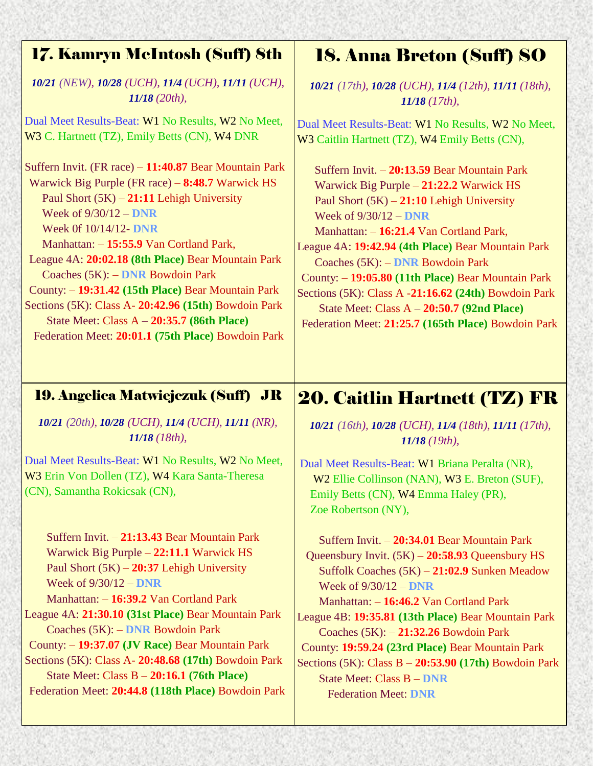## 17. Kamryn McIntosh (Suff) 8th

***10/21*** *(NEW),* ***10/28*** *(UCH),* ***11/4*** *(UCH),* ***11/11*** *(UCH),* ***11/18*** *(20th),*

Dual Meet Results-Beat: W1 No Results, W2 No Meet, W3 C. Hartnett (TZ), Emily Betts (CN), W4 DNR

Suffern Invit. (FR race) – **11:40.87** Bear Mountain Park
Warwick Big Purple (FR race) – **8:48.7** Warwick HS
Paul Short (5K) – **21:11** Lehigh University
Week of 9/30/12 – **DNR**
Week 0f 10/14/12- **DNR**
Manhattan: – **15:55.9** Van Cortland Park,
League 4A: **20:02.18** **(8th Place)** Bear Mountain Park
Coaches (5K): – **DNR** Bowdoin Park
County: – **19:31.42** **(15th Place)** Bear Mountain Park
Sections (5K): Class A- **20:42.96** **(15th)** Bowdoin Park
State Meet: Class A – **20:35.7** **(86th Place)**
Federation Meet: **20:01.1** **(75th Place)** Bowdoin Park

## 18. Anna Breton (Suff) SO

***10/21*** *(17th),* ***10/28*** *(UCH),* ***11/4*** *(12th),* ***11/11*** *(18th),* ***11/18*** *(17th),*

Dual Meet Results-Beat: W1 No Results, W2 No Meet, W3 Caitlin Hartnett (TZ), W4 Emily Betts (CN),

Suffern Invit. – **20:13.59** Bear Mountain Park
Warwick Big Purple – **21:22.2** Warwick HS
Paul Short (5K) – **21:10** Lehigh University
Week of 9/30/12 – **DNR**
Manhattan: – **16:21.4** Van Cortland Park,
League 4A: **19:42.94** **(4th Place)** Bear Mountain Park
Coaches (5K): – **DNR** Bowdoin Park
County: – **19:05.80** **(11th Place)** Bear Mountain Park
Sections (5K): Class A -**21:16.62** **(24th)** Bowdoin Park
State Meet: Class A – **20:50.7** **(92nd Place)**
Federation Meet: **21:25.7** **(165th Place)** Bowdoin Park

## 19. Angelica Matwiejczuk (Suff) JR

***10/21*** *(20th),* ***10/28*** *(UCH),* ***11/4*** *(UCH),* ***11/11*** *(NR),* ***11/18*** *(18th),*

Dual Meet Results-Beat: W1 No Results, W2 No Meet, W3 Erin Von Dollen (TZ), W4 Kara Santa-Theresa (CN), Samantha Rokicsak (CN),

Suffern Invit. – **21:13.43** Bear Mountain Park
Warwick Big Purple – **22:11.1** Warwick HS
Paul Short (5K) – **20:37** Lehigh University
Week of 9/30/12 – **DNR**
Manhattan: – **16:39.2** Van Cortland Park
League 4A: **21:30.10** **(31st Place)** Bear Mountain Park
Coaches (5K): – **DNR** Bowdoin Park
County: – **19:37.07** **(JV Race)** Bear Mountain Park
Sections (5K): Class A- **20:48.68** **(17th)** Bowdoin Park
State Meet: Class B – **20:16.1** **(76th Place)**
Federation Meet: **20:44.8** **(118th Place)** Bowdoin Park

## 20. Caitlin Hartnett (TZ) FR

***10/21*** *(16th),* ***10/28*** *(UCH),* ***11/4*** *(18th),* ***11/11*** *(17th),* ***11/18*** *(19th),*

Dual Meet Results-Beat: W1 Briana Peralta (NR), W2 Ellie Collinson (NAN), W3 E. Breton (SUF), Emily Betts (CN), W4 Emma Haley (PR), Zoe Robertson (NY),

Suffern Invit. – **20:34.01** Bear Mountain Park
Queensbury Invit. (5K) – **20:58.93** Queensbury HS
Suffolk Coaches (5K) – **21:02.9** Sunken Meadow
Week of 9/30/12 – **DNR**
Manhattan: – **16:46.2** Van Cortland Park
League 4B: **19:35.81** **(13th Place)** Bear Mountain Park
Coaches (5K): – **21:32.26** Bowdoin Park
County: **19:59.24** **(23rd Place)** Bear Mountain Park
Sections (5K): Class B – **20:53.90** **(17th)** Bowdoin Park
State Meet: Class B – **DNR**
Federation Meet: **DNR**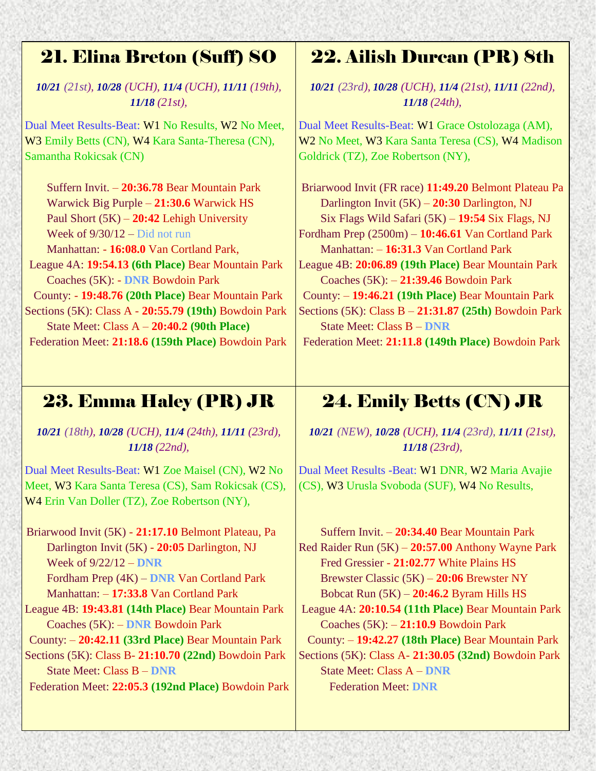## 21. Elina Breton (Suff) SO

***10/21** (21st), **10/28** (UCH), **11/4** (UCH), **11/11** (19th), **11/18** (21st),*

Dual Meet Results-Beat: W1 No Results, W2 No Meet, W3 Emily Betts (CN), W4 Kara Santa-Theresa (CN), Samantha Rokicsak (CN)

Suffern Invit. – **20:36.78** Bear Mountain Park
Warwick Big Purple – **21:30.6** Warwick HS
Paul Short (5K) – **20:42** Lehigh University
Week of 9/30/12 – Did not run
Manhattan: **- 16:08.0** Van Cortland Park,
League 4A: **19:54.13 (6th Place)** Bear Mountain Park
Coaches (5K): **- DNR** Bowdoin Park
County: **- 19:48.76 (20th Place)** Bear Mountain Park
Sections (5K): Class A **- 20:55.79 (19th)** Bowdoin Park
State Meet: Class A – **20:40.2 (90th Place)**
Federation Meet: **21:18.6 (159th Place)** Bowdoin Park

## 22. Ailish Durcan (PR) 8th

***10/21** (23rd), **10/28** (UCH), **11/4** (21st), **11/11** (22nd), **11/18** (24th),*

Dual Meet Results-Beat: W1 Grace Ostolozaga (AM), W2 No Meet, W3 Kara Santa Teresa (CS), W4 Madison Goldrick (TZ), Zoe Robertson (NY),

Briarwood Invit (FR race) **11:49.20** Belmont Plateau Pa
Darlington Invit (5K) – **20:30** Darlington, NJ
Six Flags Wild Safari (5K) – **19:54** Six Flags, NJ
Fordham Prep (2500m) – **10:46.61** Van Cortland Park
Manhattan: – **16:31.3** Van Cortland Park
League 4B: **20:06.89 (19th Place)** Bear Mountain Park
Coaches (5K): – **21:39.46** Bowdoin Park
County: – **19:46.21 (19th Place)** Bear Mountain Park
Sections (5K): Class B – **21:31.87 (25th)** Bowdoin Park
State Meet: Class B – **DNR**
Federation Meet: **21:11.8 (149th Place)** Bowdoin Park

## 23. Emma Haley (PR) JR

***10/21** (18th), **10/28** (UCH), **11/4** (24th), **11/11** (23rd), **11/18** (22nd),*

Dual Meet Results-Beat: W1 Zoe Maisel (CN), W2 No Meet, W3 Kara Santa Teresa (CS), Sam Rokicsak (CS), W4 Erin Van Doller (TZ), Zoe Robertson (NY),

Briarwood Invit (5K) **- 21:17.10** Belmont Plateau, Pa
Darlington Invit (5K) **- 20:05** Darlington, NJ
Week of 9/22/12 – **DNR**
Fordham Prep (4K) – **DNR** Van Cortland Park
Manhattan: – **17:33.8** Van Cortland Park
League 4B: **19:43.81 (14th Place)** Bear Mountain Park
Coaches (5K): – **DNR** Bowdoin Park
County: – **20:42.11 (33rd Place)** Bear Mountain Park
Sections (5K): Class B- **21:10.70 (22nd)** Bowdoin Park
State Meet: Class B – **DNR**
Federation Meet: **22:05.3 (192nd Place)** Bowdoin Park

## 24. Emily Betts (CN) JR

***10/21** (NEW), **10/28** (UCH), **11/4** (23rd), **11/11** (21st), **11/18** (23rd),*

Dual Meet Results -Beat: W1 DNR, W2 Maria Avajie (CS), W3 Urusla Svoboda (SUF), W4 No Results,

Suffern Invit. – **20:34.40** Bear Mountain Park
Red Raider Run (5K) – **20:57.00** Anthony Wayne Park
Fred Gressier **- 21:02.77** White Plains HS
Brewster Classic (5K) – **20:06** Brewster NY
Bobcat Run (5K) – **20:46.2** Byram Hills HS
League 4A: **20:10.54 (11th Place)** Bear Mountain Park
Coaches (5K): – **21:10.9** Bowdoin Park
County: – **19:42.27 (18th Place)** Bear Mountain Park
Sections (5K): Class A- **21:30.05 (32nd)** Bowdoin Park
State Meet: Class A – **DNR**
Federation Meet: **DNR**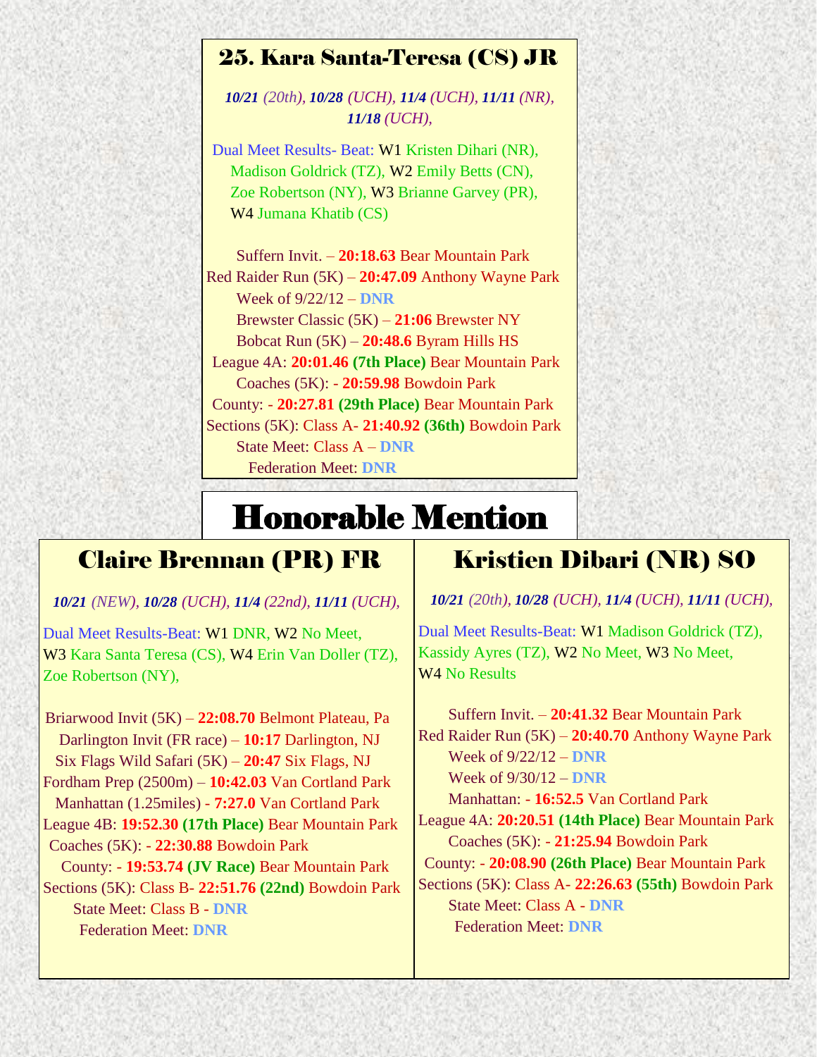## 25. Kara Santa-Teresa (CS) JR

***10/21*** *(20th),* ***10/28*** *(UCH),* ***11/4*** *(UCH),* ***11/11*** *(NR),* ***11/18*** *(UCH),*

Dual Meet Results- Beat: W1 Kristen Dihari (NR), Madison Goldrick (TZ), W2 Emily Betts (CN), Zoe Robertson (NY), W3 Brianne Garvey (PR), W4 Jumana Khatib (CS)

Suffern Invit. – **20:18.63** Bear Mountain Park
Red Raider Run (5K) – **20:47.09** Anthony Wayne Park
Week of 9/22/12 – **DNR**
Brewster Classic (5K) – **21:06** Brewster NY
Bobcat Run (5K) – **20:48.6** Byram Hills HS
League 4A: **20:01.46 (7th Place)** Bear Mountain Park
Coaches (5K): - **20:59.98** Bowdoin Park
County: - **20:27.81 (29th Place)** Bear Mountain Park
Sections (5K): Class A- **21:40.92 (36th)** Bowdoin Park
State Meet: Class A – **DNR**
Federation Meet: **DNR**

# Honorable Mention

## Claire Brennan (PR) FR

***10/21*** *(NEW),* ***10/28*** *(UCH),* ***11/4*** *(22nd),* ***11/11*** *(UCH),*

Dual Meet Results-Beat: W1 DNR, W2 No Meet, W3 Kara Santa Teresa (CS), W4 Erin Van Doller (TZ), Zoe Robertson (NY),

Briarwood Invit (5K) – **22:08.70** Belmont Plateau, Pa
Darlington Invit (FR race) – **10:17** Darlington, NJ
Six Flags Wild Safari (5K) – **20:47** Six Flags, NJ
Fordham Prep (2500m) – **10:42.03** Van Cortland Park
Manhattan (1.25miles) - **7:27.0** Van Cortland Park
League 4B: **19:52.30 (17th Place)** Bear Mountain Park
Coaches (5K): - **22:30.88** Bowdoin Park
County: - **19:53.74 (JV Race)** Bear Mountain Park
Sections (5K): Class B- **22:51.76 (22nd)** Bowdoin Park
State Meet: Class B - **DNR**
Federation Meet: **DNR**

## Kristien Dibari (NR) SO

***10/21*** *(20th),* ***10/28*** *(UCH),* ***11/4*** *(UCH),* ***11/11*** *(UCH),*

Dual Meet Results-Beat: W1 Madison Goldrick (TZ), Kassidy Ayres (TZ), W2 No Meet, W3 No Meet, W4 No Results

Suffern Invit. – **20:41.32** Bear Mountain Park
Red Raider Run (5K) – **20:40.70** Anthony Wayne Park
Week of 9/22/12 – **DNR**
Week of 9/30/12 – **DNR**
Manhattan: - **16:52.5** Van Cortland Park
League 4A: **20:20.51 (14th Place)** Bear Mountain Park
Coaches (5K): - **21:25.94** Bowdoin Park
County: - **20:08.90 (26th Place)** Bear Mountain Park
Sections (5K): Class A- **22:26.63 (55th)** Bowdoin Park
State Meet: Class A - **DNR**
Federation Meet: **DNR**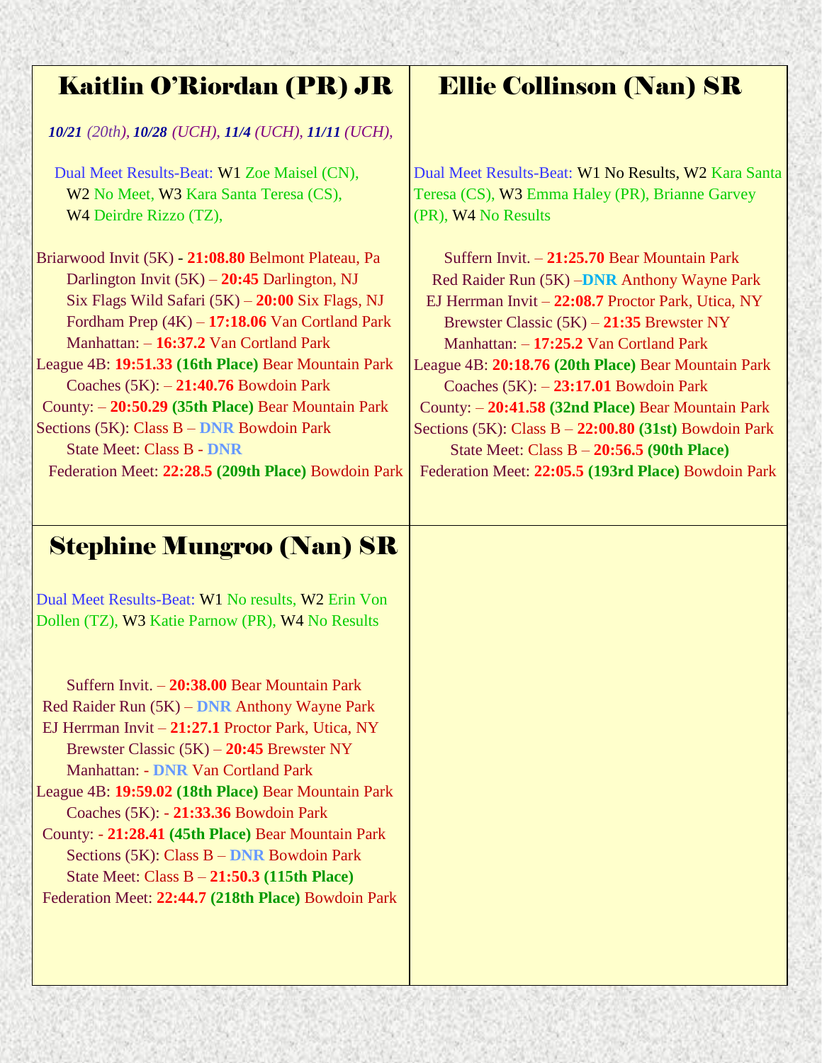## Kaitlin O'Riordan (PR) JR

***10/21** (20th), **10/28** (UCH), **11/4** (UCH), **11/11** (UCH),*

Dual Meet Results-Beat: W1 Zoe Maisel (CN), W2 No Meet, W3 Kara Santa Teresa (CS), W4 Deirdre Rizzo (TZ),

Briarwood Invit (5K) - **21:08.80** Belmont Plateau, Pa
Darlington Invit (5K) – **20:45** Darlington, NJ
Six Flags Wild Safari (5K) – **20:00** Six Flags, NJ
Fordham Prep (4K) – **17:18.06** Van Cortland Park
Manhattan: – **16:37.2** Van Cortland Park
League 4B: **19:51.33 (16th Place)** Bear Mountain Park
Coaches (5K): – **21:40.76** Bowdoin Park
County: – **20:50.29 (35th Place)** Bear Mountain Park
Sections (5K): Class B – **DNR** Bowdoin Park
State Meet: Class B - **DNR**
Federation Meet: **22:28.5 (209th Place)** Bowdoin Park

## Ellie Collinson (Nan) SR

Dual Meet Results-Beat: W1 No Results, W2 Kara Santa Teresa (CS), W3 Emma Haley (PR), Brianne Garvey (PR), W4 No Results

Suffern Invit. – **21:25.70** Bear Mountain Park
Red Raider Run (5K) –**DNR** Anthony Wayne Park
EJ Herrman Invit – **22:08.7** Proctor Park, Utica, NY
Brewster Classic (5K) – **21:35** Brewster NY
Manhattan: – **17:25.2** Van Cortland Park
League 4B: **20:18.76 (20th Place)** Bear Mountain Park
Coaches (5K): – **23:17.01** Bowdoin Park
County: – **20:41.58 (32nd Place)** Bear Mountain Park
Sections (5K): Class B – **22:00.80 (31st)** Bowdoin Park
State Meet: Class B – **20:56.5 (90th Place)**
Federation Meet: **22:05.5 (193rd Place)** Bowdoin Park

## Stephine Mungroo (Nan) SR

Dual Meet Results-Beat: W1 No results, W2 Erin Von Dollen (TZ), W3 Katie Parnow (PR), W4 No Results

Suffern Invit. – **20:38.00** Bear Mountain Park
Red Raider Run (5K) – **DNR** Anthony Wayne Park
EJ Herrman Invit – **21:27.1** Proctor Park, Utica, NY
Brewster Classic (5K) – **20:45** Brewster NY
Manhattan: - **DNR** Van Cortland Park
League 4B: **19:59.02 (18th Place)** Bear Mountain Park
Coaches (5K): - **21:33.36** Bowdoin Park
County: - **21:28.41 (45th Place)** Bear Mountain Park
Sections (5K): Class B – **DNR** Bowdoin Park
State Meet: Class B – **21:50.3 (115th Place)**
Federation Meet: **22:44.7 (218th Place)** Bowdoin Park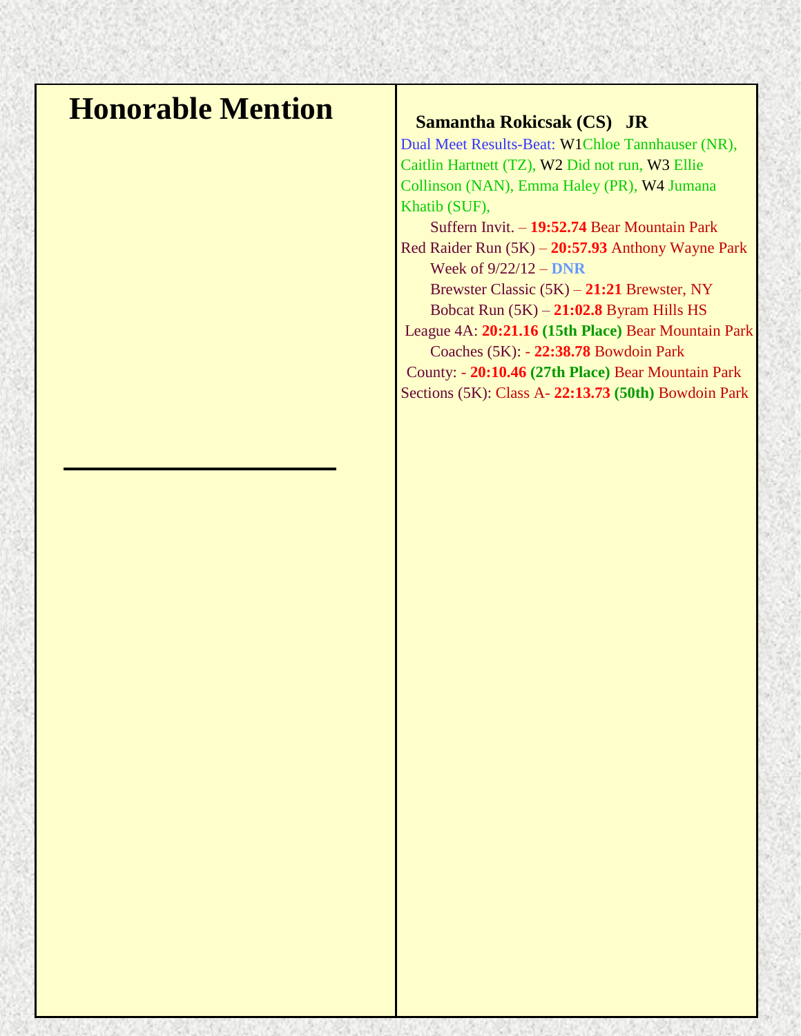# Honorable Mention

**Samantha Rokicsak (CS) JR**

Dual Meet Results-Beat: W1 Chloe Tannhauser (NR), Caitlin Hartnett (TZ), W2 Did not run, W3 Ellie Collinson (NAN), Emma Haley (PR), W4 Jumana Khatib (SUF),

Suffern Invit. – **19:52.74** Bear Mountain Park

Red Raider Run (5K) – **20:57.93** Anthony Wayne Park

Week of 9/22/12 – **DNR**

Brewster Classic (5K) – **21:21** Brewster, NY

Bobcat Run (5K) – **21:02.8** Byram Hills HS

League 4A: **20:21.16 (15th Place)** Bear Mountain Park

Coaches (5K): - **22:38.78** Bowdoin Park

County: - **20:10.46 (27th Place)** Bear Mountain Park

Sections (5K): Class A- **22:13.73 (50th)** Bowdoin Park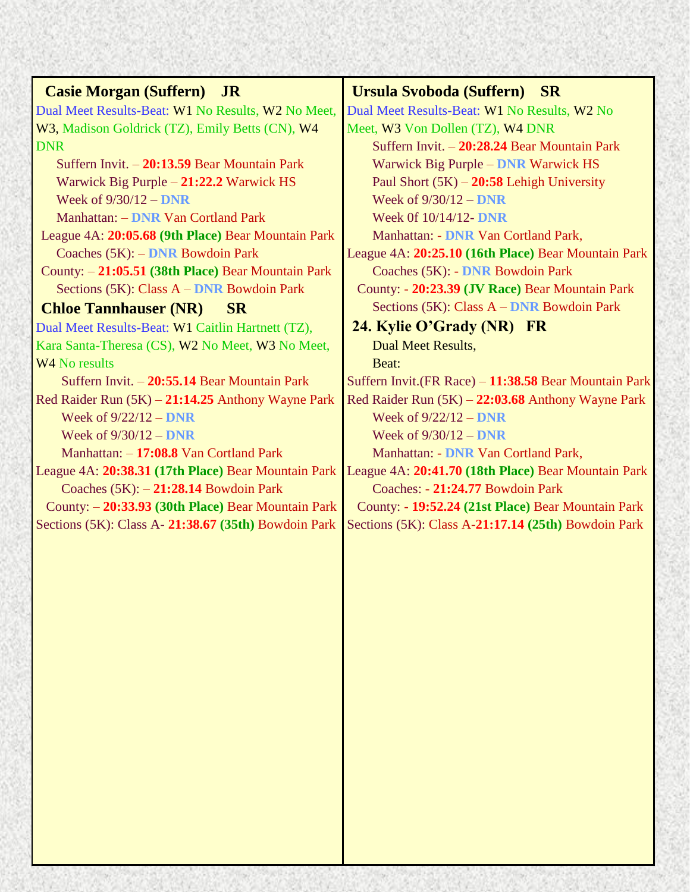**Casie Morgan (Suffern) JR**

Dual Meet Results-Beat: W1 No Results, W2 No Meet, W3, Madison Goldrick (TZ), Emily Betts (CN), W4 DNR

Suffern Invit. – **20:13.59** Bear Mountain Park
Warwick Big Purple – **21:22.2** Warwick HS
Week of 9/30/12 – **DNR**
Manhattan: – **DNR** Van Cortland Park
League 4A: **20:05.68 (9th Place)** Bear Mountain Park
Coaches (5K): – **DNR** Bowdoin Park
County: – **21:05.51 (38th Place)** Bear Mountain Park
Sections (5K): Class A – **DNR** Bowdoin Park

**Chloe Tannhauser (NR) SR**

Dual Meet Results-Beat: W1 Caitlin Hartnett (TZ), Kara Santa-Theresa (CS), W2 No Meet, W3 No Meet, W4 No results

Suffern Invit. – **20:55.14** Bear Mountain Park
Red Raider Run (5K) – **21:14.25** Anthony Wayne Park
Week of 9/22/12 – **DNR**
Week of 9/30/12 – **DNR**
Manhattan: – **17:08.8** Van Cortland Park
League 4A: **20:38.31 (17th Place)** Bear Mountain Park
Coaches (5K): – **21:28.14** Bowdoin Park
County: – **20:33.93 (30th Place)** Bear Mountain Park
Sections (5K): Class A- **21:38.67 (35th)** Bowdoin Park

**Ursula Svoboda (Suffern) SR**

Dual Meet Results-Beat: W1 No Results, W2 No Meet, W3 Von Dollen (TZ), W4 DNR

Suffern Invit. – **20:28.24** Bear Mountain Park
Warwick Big Purple – **DNR** Warwick HS
Paul Short (5K) – **20:58** Lehigh University
Week of 9/30/12 – **DNR**
Week 0f 10/14/12- **DNR**
Manhattan: - **DNR** Van Cortland Park,
League 4A: **20:25.10 (16th Place)** Bear Mountain Park
Coaches (5K): - **DNR** Bowdoin Park
County: - **20:23.39 (JV Race)** Bear Mountain Park
Sections (5K): Class A – **DNR** Bowdoin Park

**24. Kylie O'Grady (NR) FR**

Dual Meet Results,
Beat:

Suffern Invit.(FR Race) – **11:38.58** Bear Mountain Park
Red Raider Run (5K) – **22:03.68** Anthony Wayne Park
Week of 9/22/12 – **DNR**
Week of 9/30/12 – **DNR**
Manhattan: - **DNR** Van Cortland Park,
League 4A: **20:41.70 (18th Place)** Bear Mountain Park
Coaches: - **21:24.77** Bowdoin Park
County: - **19:52.24 (21st Place)** Bear Mountain Park
Sections (5K): Class A-**21:17.14 (25th)** Bowdoin Park